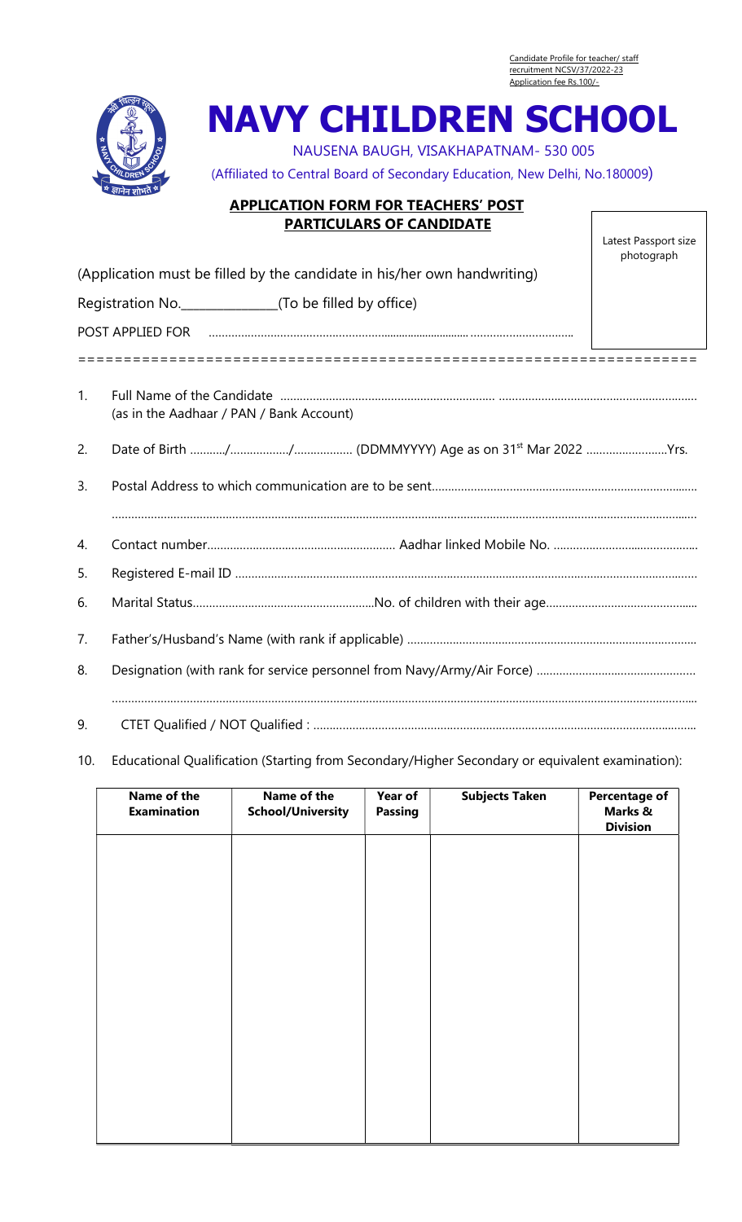Candidate Profile for teacher/ staff recruitment NCSV/37/2022-23
Application fee Rs.100/-

# NAVY CHILDREN SCHOOL

NAUSENA BAUGH, VISAKHAPATNAM- 530 005

(Affiliated to Central Board of Secondary Education, New Delhi, No.180009)

## APPLICATION FORM FOR TEACHERS' POST
## PARTICULARS OF CANDIDATE

Latest Passport size photograph

(Application must be filled by the candidate in his/her own handwriting)

Registration No.______________(To be filled by office)

POST APPLIED FOR ……………………………………………………………… ……………………………

1. Full Name of the Candidate ………………………………………………………… ……………………………………………………
   (as in the Aadhaar / PAN / Bank Account)
2. Date of Birth ………/……………/……………. (DDMMYYYY) Age as on 31st Mar 2022 ……………………Yrs.
3. Postal Address to which communication are to be sent………………………………………………………………………
   ………………………………………………………………………………………………………………………………………………
4. Contact number…………………………………………… Aadhar linked Mobile No. ……………………………………
5. Registered E-mail ID ………………………………………………………………………………………………………………
6. Marital Status…………………………………………No. of children with their age…………………………………………
7. Father's/Husband's Name (with rank if applicable) ………………………………………………………………………
8. Designation (with rank for service personnel from Navy/Army/Air Force) ……………………………………………
   ………………………………………………………………………………………………………………………………………………
9. CTET Qualified / NOT Qualified : ……………………………………………………………………………………………
10. Educational Qualification (Starting from Secondary/Higher Secondary or equivalent examination):

| Name of the Examination | Name of the School/University | Year of Passing | Subjects Taken | Percentage of Marks & Division |
|---|---|---|---|---|
| | | | | |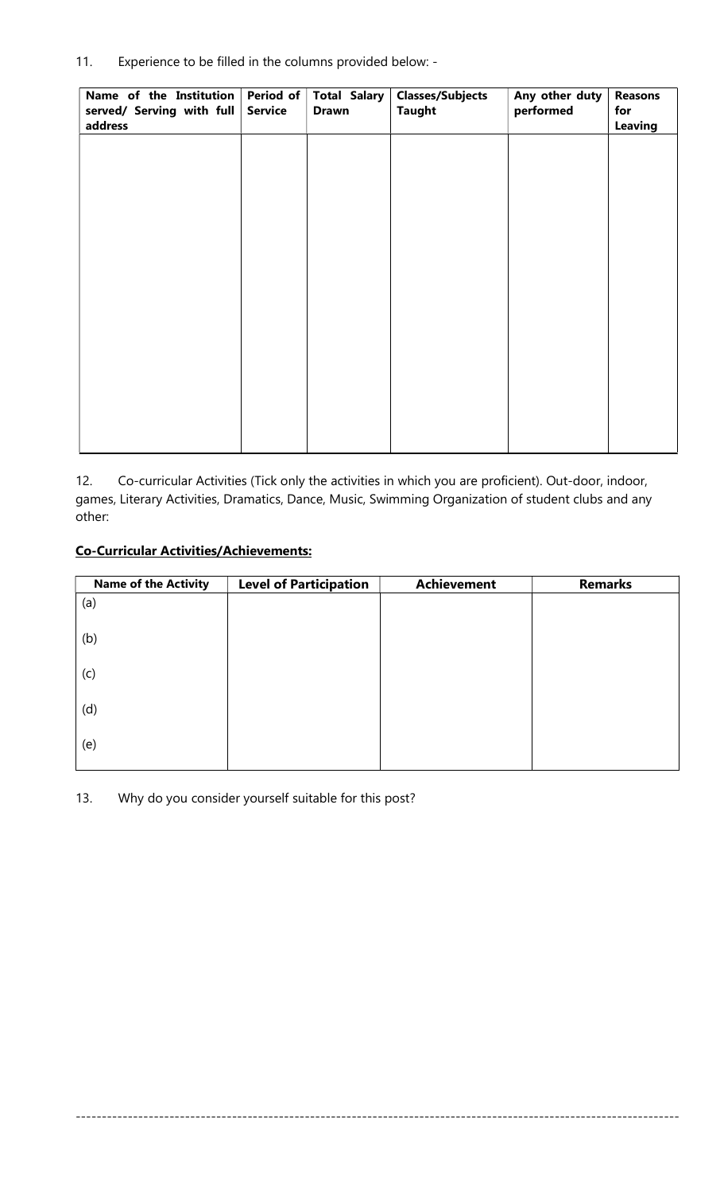11. Experience to be filled in the columns provided below: -

| Name of the Institution served/ Serving with full address | Period of Service | Total Salary Drawn | Classes/Subjects Taught | Any other duty performed | Reasons for Leaving |
|---|---|---|---|---|---|
| | | | | | |

12. Co-curricular Activities (Tick only the activities in which you are proficient). Out-door, indoor, games, Literary Activities, Dramatics, Dance, Music, Swimming Organization of student clubs and any other:

**Co-Curricular Activities/Achievements:**

| Name of the Activity | Level of Participation | Achievement | Remarks |
|---|---|---|---|
| (a) | | | |
| (b) | | | |
| (c) | | | |
| (d) | | | |
| (e) | | | |

13. Why do you consider yourself suitable for this post?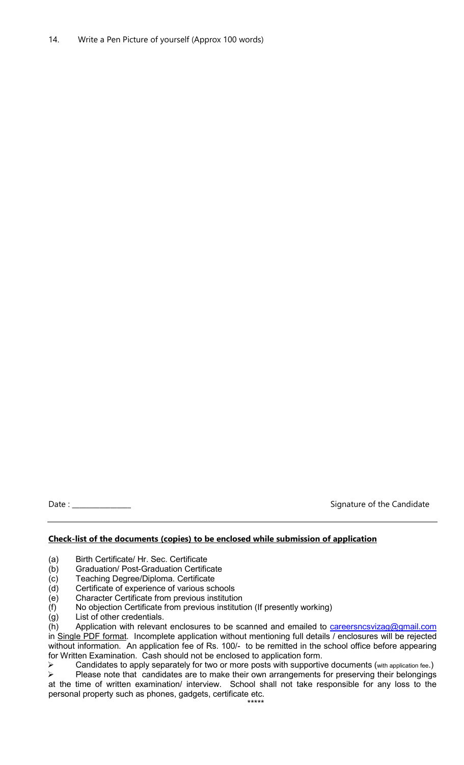14. Write a Pen Picture of yourself (Approx 100 words)

Date : _______________ Signature of the Candidate

---

**Check-list of the documents (copies) to be enclosed while submission of application**

(a) Birth Certificate/ Hr. Sec. Certificate
(b) Graduation/ Post-Graduation Certificate
(c) Teaching Degree/Diploma. Certificate
(d) Certificate of experience of various schools
(e) Character Certificate from previous institution
(f) No objection Certificate from previous institution (If presently working)
(g) List of other credentials.
(h) Application with relevant enclosures to be scanned and emailed to careersncsvizag@gmail.com in Single PDF format. Incomplete application without mentioning full details / enclosures will be rejected without information. An application fee of Rs. 100/- to be remitted in the school office before appearing for Written Examination. Cash should not be enclosed to application form.

- Candidates to apply separately for two or more posts with supportive documents (with application fee.)
- Please note that candidates are to make their own arrangements for preserving their belongings at the time of written examination/ interview. School shall not take responsible for any loss to the personal property such as phones, gadgets, certificate etc.

*****